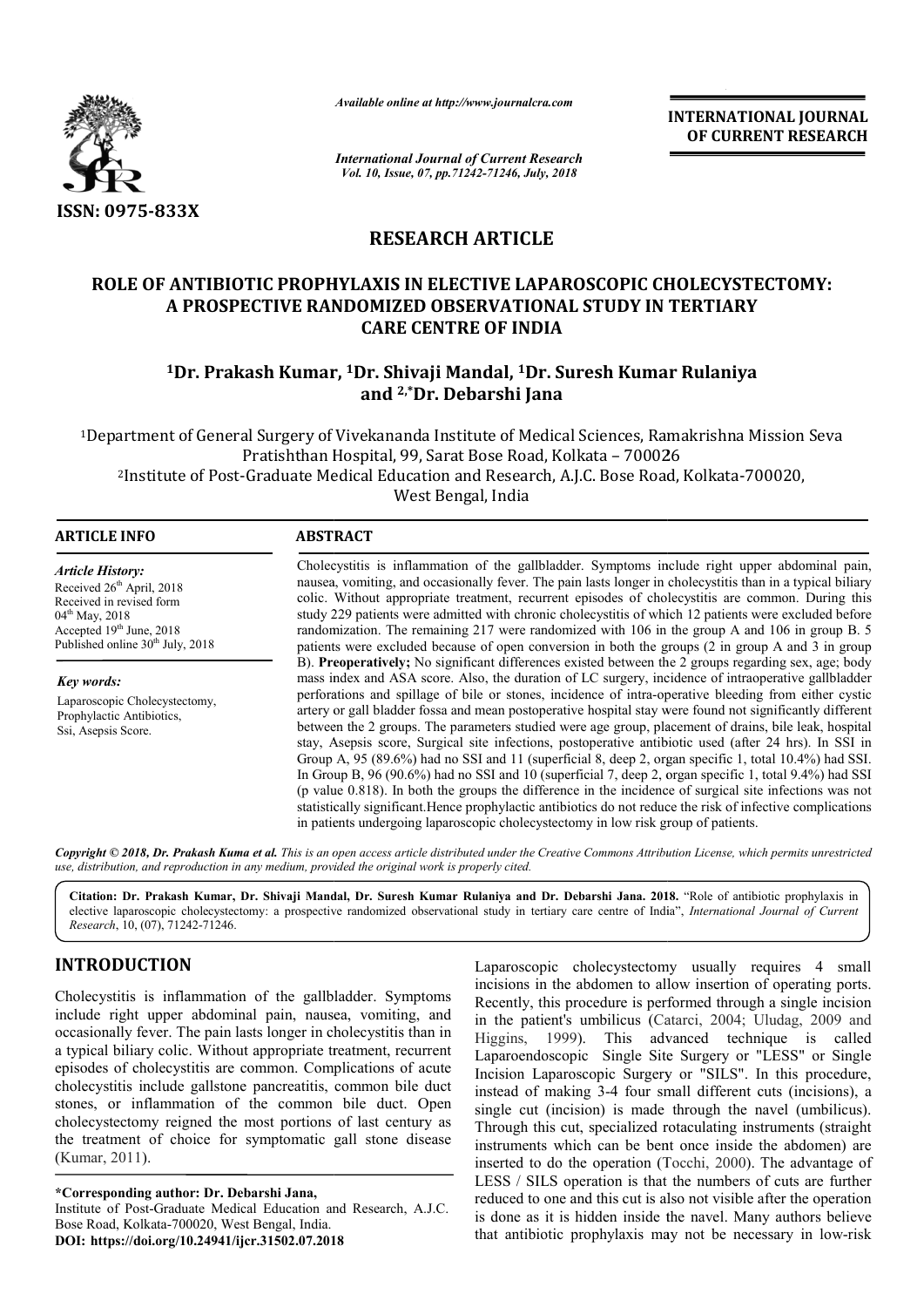ISSN: 0975-833X

*Available online at http://www.journalcra.com*

*International Journal of Current Research*
*Vol. 10, Issue, 07, pp.71242-71246, July, 2018*

**INTERNATIONAL JOURNAL OF CURRENT RESEARCH**

## RESEARCH ARTICLE

# ROLE OF ANTIBIOTIC PROPHYLAXIS IN ELECTIVE LAPAROSCOPIC CHOLECYSTECTOMY: A PROSPECTIVE RANDOMIZED OBSERVATIONAL STUDY IN TERTIARY CARE CENTRE OF INDIA

**[1]Dr. Prakash Kumar, [1]Dr. Shivaji Mandal, [1]Dr. Suresh Kumar Rulaniya and [2,*]Dr. Debarshi Jana**

[1]Department of General Surgery of Vivekananda Institute of Medical Sciences, Ramakrishna Mission Seva Pratishthan Hospital, 99, Sarat Bose Road, Kolkata – 700026

[2]Institute of Post-Graduate Medical Education and Research, A.J.C. Bose Road, Kolkata-700020, West Bengal, India

### ARTICLE INFO

*Article History:*
Received 26th April, 2018
Received in revised form
04th May, 2018
Accepted 19th June, 2018
Published online 30th July, 2018

*Key words:*
Laparoscopic Cholecystectomy,
Prophylactic Antibiotics,
Ssi, Asepsis Score.

### ABSTRACT

Cholecystitis is inflammation of the gallbladder. Symptoms include right upper abdominal pain, nausea, vomiting, and occasionally fever. The pain lasts longer in cholecystitis than in a typical biliary colic. Without appropriate treatment, recurrent episodes of cholecystitis are common. During this study 229 patients were admitted with chronic cholecystitis of which 12 patients were excluded before randomization. The remaining 217 were randomized with 106 in the group A and 106 in group B. 5 patients were excluded because of open conversion in both the groups (2 in group A and 3 in group B). **Preoperatively;** No significant differences existed between the 2 groups regarding sex, age; body mass index and ASA score. Also, the duration of LC surgery, incidence of intraoperative gallbladder perforations and spillage of bile or stones, incidence of intra-operative bleeding from either cystic artery or gall bladder fossa and mean postoperative hospital stay were found not significantly different between the 2 groups. The parameters studied were age group, placement of drains, bile leak, hospital stay, Asepsis score, Surgical site infections, postoperative antibiotic used (after 24 hrs). In SSI in Group A, 95 (89.6%) had no SSI and 11 (superficial 8, deep 2, organ specific 1, total 10.4%) had SSI. In Group B, 96 (90.6%) had no SSI and 10 (superficial 7, deep 2, organ specific 1, total 9.4%) had SSI (p value 0.818). In both the groups the difference in the incidence of surgical site infections was not statistically significant.Hence prophylactic antibiotics do not reduce the risk of infective complications in patients undergoing laparoscopic cholecystectomy in low risk group of patients.

*Copyright © 2018, Dr. Prakash Kuma et al. This is an open access article distributed under the Creative Commons Attribution License, which permits unrestricted use, distribution, and reproduction in any medium, provided the original work is properly cited.*

**Citation: Dr. Prakash Kumar, Dr. Shivaji Mandal, Dr. Suresh Kumar Rulaniya and Dr. Debarshi Jana. 2018.** "Role of antibiotic prophylaxis in elective laparoscopic cholecystectomy: a prospective randomized observational study in tertiary care centre of India", *International Journal of Current Research*, 10, (07), 71242-71246.

## INTRODUCTION

Cholecystitis is inflammation of the gallbladder. Symptoms include right upper abdominal pain, nausea, vomiting, and occasionally fever. The pain lasts longer in cholecystitis than in a typical biliary colic. Without appropriate treatment, recurrent episodes of cholecystitis are common. Complications of acute cholecystitis include gallstone pancreatitis, common bile duct stones, or inflammation of the common bile duct. Open cholecystectomy reigned the most portions of last century as the treatment of choice for symptomatic gall stone disease (Kumar, 2011).

Laparoscopic cholecystectomy usually requires 4 small incisions in the abdomen to allow insertion of operating ports. Recently, this procedure is performed through a single incision in the patient's umbilicus (Catarci, 2004; Uludag, 2009 and Higgins, 1999). This advanced technique is called Laparoendoscopic Single Site Surgery or "LESS" or Single Incision Laparoscopic Surgery or "SILS". In this procedure, instead of making 3-4 four small different cuts (incisions), a single cut (incision) is made through the navel (umbilicus). Through this cut, specialized rotaculating instruments (straight instruments which can be bent once inside the abdomen) are inserted to do the operation (Tocchi, 2000). The advantage of LESS / SILS operation is that the numbers of cuts are further reduced to one and this cut is also not visible after the operation is done as it is hidden inside the navel. Many authors believe that antibiotic prophylaxis may not be necessary in low-risk

**\*Corresponding author: Dr. Debarshi Jana,**
Institute of Post-Graduate Medical Education and Research, A.J.C. Bose Road, Kolkata-700020, West Bengal, India.
**DOI: https://doi.org/10.24941/ijcr.31502.07.2018**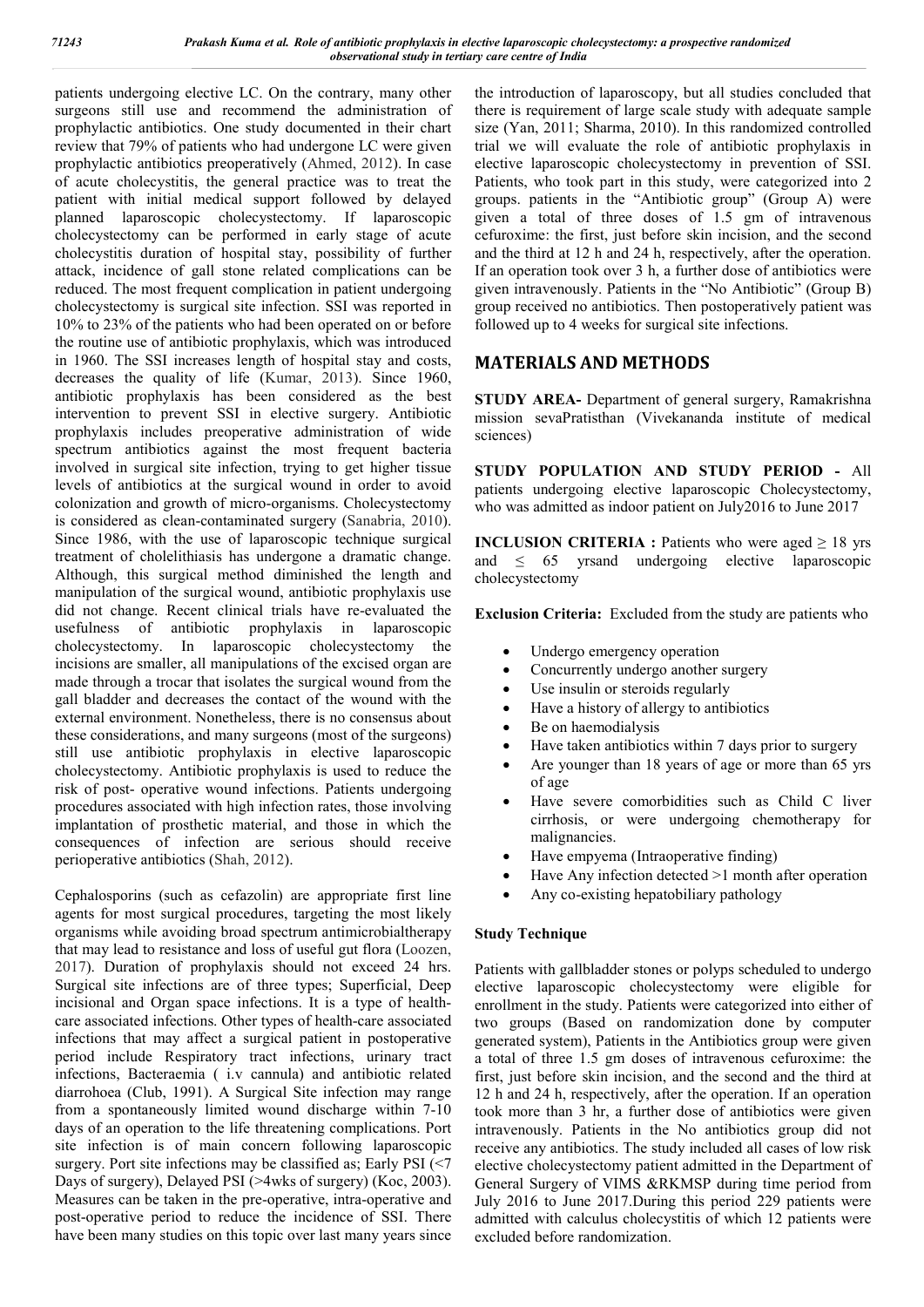patients undergoing elective LC. On the contrary, many other surgeons still use and recommend the administration of prophylactic antibiotics. One study documented in their chart review that 79% of patients who had undergone LC were given prophylactic antibiotics preoperatively (Ahmed, 2012). In case of acute cholecystitis, the general practice was to treat the patient with initial medical support followed by delayed planned laparoscopic cholecystectomy. If laparoscopic cholecystectomy can be performed in early stage of acute cholecystitis duration of hospital stay, possibility of further attack, incidence of gall stone related complications can be reduced. The most frequent complication in patient undergoing cholecystectomy is surgical site infection. SSI was reported in 10% to 23% of the patients who had been operated on or before the routine use of antibiotic prophylaxis, which was introduced in 1960. The SSI increases length of hospital stay and costs, decreases the quality of life (Kumar, 2013). Since 1960, antibiotic prophylaxis has been considered as the best intervention to prevent SSI in elective surgery. Antibiotic prophylaxis includes preoperative administration of wide spectrum antibiotics against the most frequent bacteria involved in surgical site infection, trying to get higher tissue levels of antibiotics at the surgical wound in order to avoid colonization and growth of micro-organisms. Cholecystectomy is considered as clean-contaminated surgery (Sanabria, 2010). Since 1986, with the use of laparoscopic technique surgical treatment of cholelithiasis has undergone a dramatic change. Although, this surgical method diminished the length and manipulation of the surgical wound, antibiotic prophylaxis use did not change. Recent clinical trials have re-evaluated the usefulness of antibiotic prophylaxis in laparoscopic cholecystectomy. In laparoscopic cholecystectomy the incisions are smaller, all manipulations of the excised organ are made through a trocar that isolates the surgical wound from the gall bladder and decreases the contact of the wound with the external environment. Nonetheless, there is no consensus about these considerations, and many surgeons (most of the surgeons) still use antibiotic prophylaxis in elective laparoscopic cholecystectomy. Antibiotic prophylaxis is used to reduce the risk of post- operative wound infections. Patients undergoing procedures associated with high infection rates, those involving implantation of prosthetic material, and those in which the consequences of infection are serious should receive perioperative antibiotics (Shah, 2012).

Cephalosporins (such as cefazolin) are appropriate first line agents for most surgical procedures, targeting the most likely organisms while avoiding broad spectrum antimicrobialtherapy that may lead to resistance and loss of useful gut flora (Loozen, 2017). Duration of prophylaxis should not exceed 24 hrs. Surgical site infections are of three types; Superficial, Deep incisional and Organ space infections. It is a type of health-care associated infections. Other types of health-care associated infections that may affect a surgical patient in postoperative period include Respiratory tract infections, urinary tract infections, Bacteraemia ( i.v cannula) and antibiotic related diarrohoea (Club, 1991). A Surgical Site infection may range from a spontaneously limited wound discharge within 7-10 days of an operation to the life threatening complications. Port site infection is of main concern following laparoscopic surgery. Port site infections may be classified as; Early PSI (<7 Days of surgery), Delayed PSI (>4wks of surgery) (Koc, 2003). Measures can be taken in the pre-operative, intra-operative and post-operative period to reduce the incidence of SSI. There have been many studies on this topic over last many years since the introduction of laparoscopy, but all studies concluded that there is requirement of large scale study with adequate sample size (Yan, 2011; Sharma, 2010). In this randomized controlled trial we will evaluate the role of antibiotic prophylaxis in elective laparoscopic cholecystectomy in prevention of SSI. Patients, who took part in this study, were categorized into 2 groups. patients in the "Antibiotic group" (Group A) were given a total of three doses of 1.5 gm of intravenous cefuroxime: the first, just before skin incision, and the second and the third at 12 h and 24 h, respectively, after the operation. If an operation took over 3 h, a further dose of antibiotics were given intravenously. Patients in the "No Antibiotic" (Group B) group received no antibiotics. Then postoperatively patient was followed up to 4 weeks for surgical site infections.

## MATERIALS AND METHODS

**STUDY AREA-** Department of general surgery, Ramakrishna mission sevaPratisthan (Vivekananda institute of medical sciences)

**STUDY POPULATION AND STUDY PERIOD -** All patients undergoing elective laparoscopic Cholecystectomy, who was admitted as indoor patient on July2016 to June 2017

**INCLUSION CRITERIA :** Patients who were aged ≥ 18 yrs and ≤ 65 yrsand undergoing elective laparoscopic cholecystectomy

**Exclusion Criteria:** Excluded from the study are patients who

- Undergo emergency operation
- Concurrently undergo another surgery
- Use insulin or steroids regularly
- Have a history of allergy to antibiotics
- Be on haemodialysis
- Have taken antibiotics within 7 days prior to surgery
- Are younger than 18 years of age or more than 65 yrs of age
- Have severe comorbidities such as Child C liver cirrhosis, or were undergoing chemotherapy for malignancies.
- Have empyema (Intraoperative finding)
- Have Any infection detected >1 month after operation
- Any co-existing hepatobiliary pathology

### Study Technique

Patients with gallbladder stones or polyps scheduled to undergo elective laparoscopic cholecystectomy were eligible for enrollment in the study. Patients were categorized into either of two groups (Based on randomization done by computer generated system), Patients in the Antibiotics group were given a total of three 1.5 gm doses of intravenous cefuroxime: the first, just before skin incision, and the second and the third at 12 h and 24 h, respectively, after the operation. If an operation took more than 3 hr, a further dose of antibiotics were given intravenously. Patients in the No antibiotics group did not receive any antibiotics. The study included all cases of low risk elective cholecystectomy patient admitted in the Department of General Surgery of VIMS &RKMSP during time period from July 2016 to June 2017.During this period 229 patients were admitted with calculus cholecystitis of which 12 patients were excluded before randomization.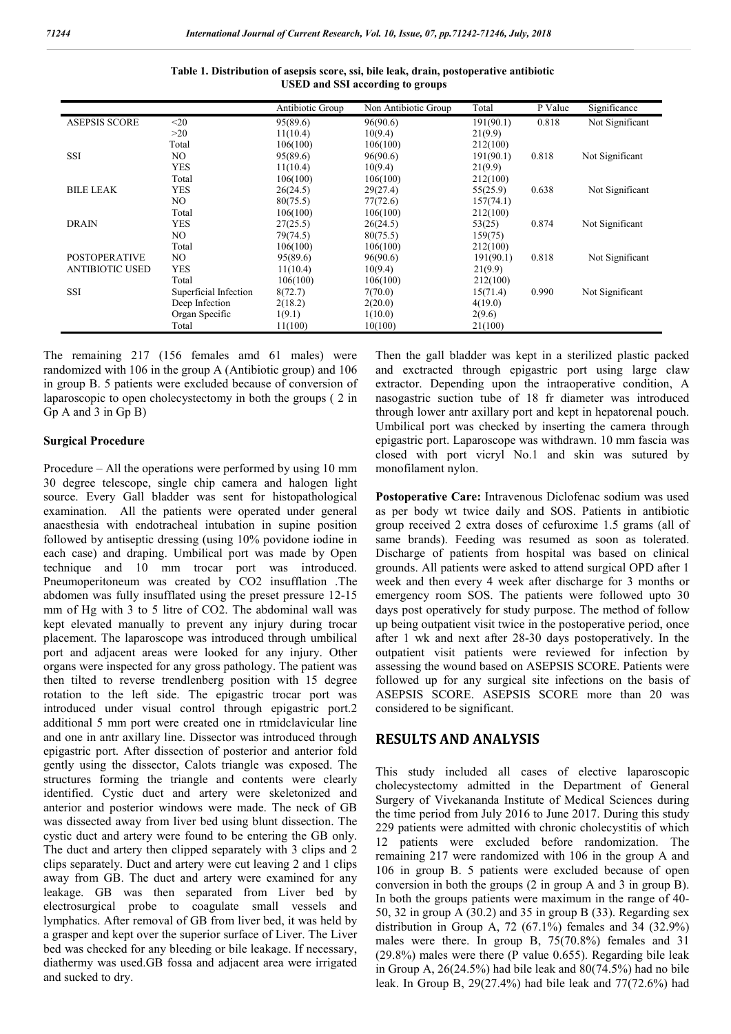**Table 1. Distribution of asepsis score, ssi, bile leak, drain, postoperative antibiotic USED and SSI according to groups**

| | | Antibiotic Group | Non Antibiotic Group | Total | P Value | Significance |
|---|---|---|---|---|---|---|
| ASEPSIS SCORE | <20 | 95(89.6) | 96(90.6) | 191(90.1) | 0.818 | Not Significant |
| | >20 | 11(10.4) | 10(9.4) | 21(9.9) | | |
| | Total | 106(100) | 106(100) | 212(100) | | |
| SSI | NO | 95(89.6) | 96(90.6) | 191(90.1) | 0.818 | Not Significant |
| | YES | 11(10.4) | 10(9.4) | 21(9.9) | | |
| | Total | 106(100) | 106(100) | 212(100) | | |
| BILE LEAK | YES | 26(24.5) | 29(27.4) | 55(25.9) | 0.638 | Not Significant |
| | NO | 80(75.5) | 77(72.6) | 157(74.1) | | |
| | Total | 106(100) | 106(100) | 212(100) | | |
| DRAIN | YES | 27(25.5) | 26(24.5) | 53(25) | 0.874 | Not Significant |
| | NO | 79(74.5) | 80(75.5) | 159(75) | | |
| | Total | 106(100) | 106(100) | 212(100) | | |
| POSTOPERATIVE ANTIBIOTIC USED | NO | 95(89.6) | 96(90.6) | 191(90.1) | 0.818 | Not Significant |
| | YES | 11(10.4) | 10(9.4) | 21(9.9) | | |
| | Total | 106(100) | 106(100) | 212(100) | | |
| SSI | Superficial Infection | 8(72.7) | 7(70.0) | 15(71.4) | 0.990 | Not Significant |
| | Deep Infection | 2(18.2) | 2(20.0) | 4(19.0) | | |
| | Organ Specific | 1(9.1) | 1(10.0) | 2(9.6) | | |
| | Total | 11(100) | 10(100) | 21(100) | | |

The remaining 217 (156 females amd 61 males) were randomized with 106 in the group A (Antibiotic group) and 106 in group B. 5 patients were excluded because of conversion of laparoscopic to open cholecystectomy in both the groups ( 2 in Gp A and 3 in Gp B)

### Surgical Procedure

Procedure – All the operations were performed by using 10 mm 30 degree telescope, single chip camera and halogen light source. Every Gall bladder was sent for histopathological examination. All the patients were operated under general anaesthesia with endotracheal intubation in supine position followed by antiseptic dressing (using 10% povidone iodine in each case) and draping. Umbilical port was made by Open technique and 10 mm trocar port was introduced. Pneumoperitoneum was created by CO2 insufflation .The abdomen was fully insufflated using the preset pressure 12-15 mm of Hg with 3 to 5 litre of CO2. The abdominal wall was kept elevated manually to prevent any injury during trocar placement. The laparoscope was introduced through umbilical port and adjacent areas were looked for any injury. Other organs were inspected for any gross pathology. The patient was then tilted to reverse trendlenberg position with 15 degree rotation to the left side. The epigastric trocar port was introduced under visual control through epigastric port.2 additional 5 mm port were created one in rtmidclavicular line and one in antr axillary line. Dissector was introduced through epigastric port. After dissection of posterior and anterior fold gently using the dissector, Calots triangle was exposed. The structures forming the triangle and contents were clearly identified. Cystic duct and artery were skeletonized and anterior and posterior windows were made. The neck of GB was dissected away from liver bed using blunt dissection. The cystic duct and artery were found to be entering the GB only. The duct and artery then clipped separately with 3 clips and 2 clips separately. Duct and artery were cut leaving 2 and 1 clips away from GB. The duct and artery were examined for any leakage. GB was then separated from Liver bed by electrosurgical probe to coagulate small vessels and lymphatics. After removal of GB from liver bed, it was held by a grasper and kept over the superior surface of Liver. The Liver bed was checked for any bleeding or bile leakage. If necessary, diathermy was used.GB fossa and adjacent area were irrigated and sucked to dry.

Then the gall bladder was kept in a sterilized plastic packed and exctracted through epigastric port using large claw extractor. Depending upon the intraoperative condition, A nasogastric suction tube of 18 fr diameter was introduced through lower antr axillary port and kept in hepatorenal pouch. Umbilical port was checked by inserting the camera through epigastric port. Laparoscope was withdrawn. 10 mm fascia was closed with port vicryl No.1 and skin was sutured by monofilament nylon.

**Postoperative Care:** Intravenous Diclofenac sodium was used as per body wt twice daily and SOS. Patients in antibiotic group received 2 extra doses of cefuroxime 1.5 grams (all of same brands). Feeding was resumed as soon as tolerated. Discharge of patients from hospital was based on clinical grounds. All patients were asked to attend surgical OPD after 1 week and then every 4 week after discharge for 3 months or emergency room SOS. The patients were followed upto 30 days post operatively for study purpose. The method of follow up being outpatient visit twice in the postoperative period, once after 1 wk and next after 28-30 days postoperatively. In the outpatient visit patients were reviewed for infection by assessing the wound based on ASEPSIS SCORE. Patients were followed up for any surgical site infections on the basis of ASEPSIS SCORE. ASEPSIS SCORE more than 20 was considered to be significant.

## RESULTS AND ANALYSIS

This study included all cases of elective laparoscopic cholecystectomy admitted in the Department of General Surgery of Vivekananda Institute of Medical Sciences during the time period from July 2016 to June 2017. During this study 229 patients were admitted with chronic cholecystitis of which 12 patients were excluded before randomization. The remaining 217 were randomized with 106 in the group A and 106 in group B. 5 patients were excluded because of open conversion in both the groups (2 in group A and 3 in group B). In both the groups patients were maximum in the range of 40-50, 32 in group A (30.2) and 35 in group B (33). Regarding sex distribution in Group A, 72 (67.1%) females and 34 (32.9%) males were there. In group B, 75(70.8%) females and 31 (29.8%) males were there (P value 0.655). Regarding bile leak in Group A, 26(24.5%) had bile leak and 80(74.5%) had no bile leak. In Group B, 29(27.4%) had bile leak and 77(72.6%) had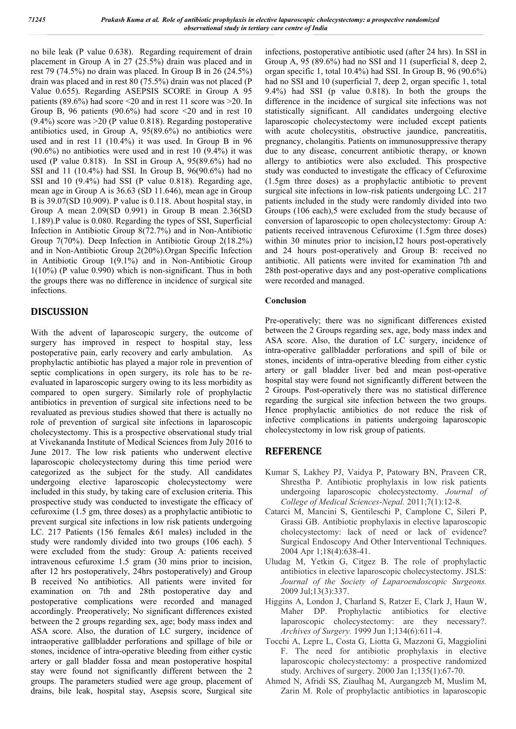no bile leak (P value 0.638). Regarding requirement of drain placement in Group A in 27 (25.5%) drain was placed and in rest 79 (74.5%) no drain was placed. In Group B in 26 (24.5%) drain was placed and in rest 80 (75.5%) drain was not placed (P Value 0.655). Regarding ASEPSIS SCORE in Group A 95 patients (89.6%) had score <20 and in rest 11 score was >20. In Group B, 96 patients (90.6%) had score <20 and in rest 10 (9.4%) score was >20 (P value 0.818). Regarding postoperative antibiotics used, in Group A, 95(89.6%) no antibiotics were used and in rest 11 (10.4%) it was used. In Group B in 96 (90.6%) no antibiotics were used and in rest 10 (9.4%) it was used (P value 0.818). In SSI in Group A, 95(89.6%) had no SSI and 11 (10.4%) had SSI. In Group B, 96(90.6%) had no SSI and 10 (9.4%) had SSI (P value 0.818). Regarding age, mean age in Group A is 36.63 (SD 11.646), mean age in Group B is 39.07(SD 10.909). P value is 0.118. About hospital stay, in Group A mean 2.09(SD 0.991) in Group B mean 2.36(SD 1.189).P value is 0.080. Regarding the types of SSI, Superficial Infection in Antibiotic Group 8(72.7%) and in Non-Antibiotic Group 7(70%). Deep Infection in Antibiotic Group 2(18.2%) and in Non-Antibiotic Group 2(20%).Organ Specific Infection in Antibiotic Group 1(9.1%) and in Non-Antibiotic Group 1(10%) (P value 0.990) which is non-significant. Thus in both the groups there was no difference in incidence of surgical site infections.

## DISCUSSION

With the advent of laparoscopic surgery, the outcome of surgery has improved in respect to hospital stay, less postoperative pain, early recovery and early ambulation. As prophylactic antibiotic has played a major role in prevention of septic complications in open surgery, its role has to be re-evaluated in laparoscopic surgery owing to its less morbidity as compared to open surgery. Similarly role of prophylactic antibiotics in prevention of surgical site infections need to be revaluated as previous studies showed that there is actually no role of prevention of surgical site infections in laparoscopic cholecystectomy. This is a prospective observational study trial at Vivekananda Institute of Medical Sciences from July 2016 to June 2017. The low risk patients who underwent elective laparoscopic cholecystectomy during this time period were categorized as the subject for the study. All candidates undergoing elective laparoscopic cholecystectomy were included in this study, by taking care of exclusion criteria. This prospective study was conducted to investigate the efficacy of cefuroxime (1.5 gm, three doses) as a prophylactic antibiotic to prevent surgical site infections in low risk patients undergoing LC. 217 Patients (156 females &61 males) included in the study were randomly divided into two groups (106 each). 5 were excluded from the study: Group A: patients received intravenous cefuroxime 1.5 gram (30 mins prior to incision, after 12 hrs postoperatively, 24hrs postoperatively) and Group B received No antibiotics. All patients were invited for examination on 7th and 28th postoperative day and postoperative complications were recorded and managed accordingly. Preoperatively; No significant differences existed between the 2 groups regarding sex, age; body mass index and ASA score. Also, the duration of LC surgery, incidence of intraoperative gallbladder perforations and spillage of bile or stones, incidence of intra-operative bleeding from either cystic artery or gall bladder fossa and mean postoperative hospital stay were found not significantly different between the 2 groups. The parameters studied were age group, placement of drains, bile leak, hospital stay, Asepsis score, Surgical site infections, postoperative antibiotic used (after 24 hrs). In SSI in Group A, 95 (89.6%) had no SSI and 11 (superficial 8, deep 2, organ specific 1, total 10.4%) had SSI. In Group B, 96 (90.6%) had no SSI and 10 (superficial 7, deep 2, organ specific 1, total 9.4%) had SSI (p value 0.818). In both the groups the difference in the incidence of surgical site infections was not statistically significant. All candidates undergoing elective laparoscopic cholecystectomy were included except patients with acute cholecystitis, obstructive jaundice, pancreatitis, pregnancy, cholangitis. Patients on immunosuppressive therapy due to any disease, concurrent antibiotic therapy, or known allergy to antibiotics were also excluded. This prospective study was conducted to investigate the efficacy of Cefuroxime (1.5gm three doses) as a prophylactic antibiotic to prevent surgical site infections in low-risk patients undergoing LC. 217 patients included in the study were randomly divided into two Groups (106 each),5 were excluded from the study because of conversion of laparoscopic to open cholecystectomy: Group A: patients received intravenous Cefuroxime (1.5gm three doses) within 30 minutes prior to incision,12 hours post-operatively and 24 hours post-operatively and Group B: received no antibiotic. All patients were invited for examination 7th and 28th post-operative days and any post-operative complications were recorded and managed.

### Conclusion

Pre-operatively; there was no significant differences existed between the 2 Groups regarding sex, age, body mass index and ASA score. Also, the duration of LC surgery, incidence of intra-operative gallbladder perforations and spill of bile or stones, incidents of intra-operative bleeding from either cystic artery or gall bladder liver bed and mean post-operative hospital stay were found not significantly different between the 2 Groups. Post-operatively there was no statistical difference regarding the surgical site infection between the two groups. Hence prophylactic antibiotics do not reduce the risk of infective complications in patients undergoing laparoscopic cholecystectomy in low risk group of patients.

## REFERENCE

Kumar S, Lakhey PJ, Vaidya P, Patowary BN, Praveen CR, Shrestha P. Antibiotic prophylaxis in low risk patients undergoing laparoscopic cholecystectomy. *Journal of College of Medical Sciences-Nepal.* 2011;7(1):12-8.

Catarci M, Mancini S, Gentileschi P, Camplone C, Sileri P, Grassi GB. Antibiotic prophylaxis in elective laparoscopic cholecystectomy: lack of need or lack of evidence? Surgical Endoscopy And Other Interventional Techniques. 2004 Apr 1;18(4):638-41.

Uludag M, Yetkin G, Citgez B. The role of prophylactic antibiotics in elective laparoscopic cholecystectomy. JSLS: *Journal of the Society of Laparoendoscopic Surgeons.* 2009 Jul;13(3):337.

Higgins A, London J, Charland S, Ratzer E, Clark J, Haun W, Maher DP. Prophylactic antibiotics for elective laparoscopic cholecystectomy: are they necessary?. *Archives of Surgery.* 1999 Jun 1;134(6):611-4.

Tocchi A, Lepre L, Costa G, Liotta G, Mazzoni G, Maggiolini F. The need for antibiotic prophylaxis in elective laparoscopic cholecystectomy: a prospective randomized study. Archives of surgery. 2000 Jan 1;135(1):67-70.

Ahmed N, Afridi SS, Ziaulhaq M, Aurgangzeb M, Muslim M, Zarin M. Role of prophylactic antibiotics in laparoscopic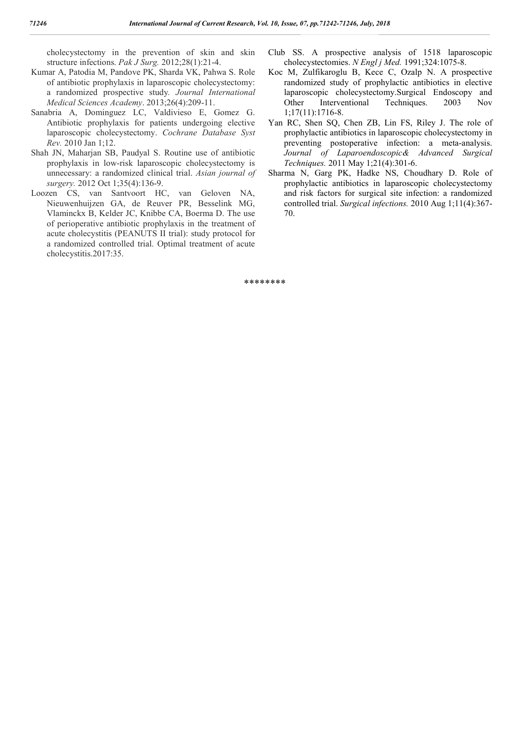cholecystectomy in the prevention of skin and skin structure infections. *Pak J Surg.* 2012;28(1):21-4.

Kumar A, Patodia M, Pandove PK, Sharda VK, Pahwa S. Role of antibiotic prophylaxis in laparoscopic cholecystectomy: a randomized prospective study. *Journal International Medical Sciences Academy*. 2013;26(4):209-11.

Sanabria A, Dominguez LC, Valdivieso E, Gomez G. Antibiotic prophylaxis for patients undergoing elective laparoscopic cholecystectomy. *Cochrane Database Syst Rev.* 2010 Jan 1;12.

Shah JN, Maharjan SB, Paudyal S. Routine use of antibiotic prophylaxis in low-risk laparoscopic cholecystectomy is unnecessary: a randomized clinical trial. *Asian journal of surgery.* 2012 Oct 1;35(4):136-9.

Loozen CS, van Santvoort HC, van Geloven NA, Nieuwenhuijzen GA, de Reuver PR, Besselink MG, Vlaminckx B, Kelder JC, Knibbe CA, Boerma D. The use of perioperative antibiotic prophylaxis in the treatment of acute cholecystitis (PEANUTS II trial): study protocol for a randomized controlled trial. Optimal treatment of acute cholecystitis.2017:35.

Club SS. A prospective analysis of 1518 laparoscopic cholecystectomies. *N Engl j Med.* 1991;324:1075-8.

Koc M, Zulfikaroglu B, Kece C, Ozalp N. A prospective randomized study of prophylactic antibiotics in elective laparoscopic cholecystectomy.Surgical Endoscopy and Other Interventional Techniques. 2003 Nov 1;17(11):1716-8.

Yan RC, Shen SQ, Chen ZB, Lin FS, Riley J. The role of prophylactic antibiotics in laparoscopic cholecystectomy in preventing postoperative infection: a meta-analysis. *Journal of Laparoendoscopic& Advanced Surgical Techniques.* 2011 May 1;21(4):301-6.

Sharma N, Garg PK, Hadke NS, Choudhary D. Role of prophylactic antibiotics in laparoscopic cholecystectomy and risk factors for surgical site infection: a randomized controlled trial. *Surgical infections.* 2010 Aug 1;11(4):367-70.

\*\*\*\*\*\*\*\*